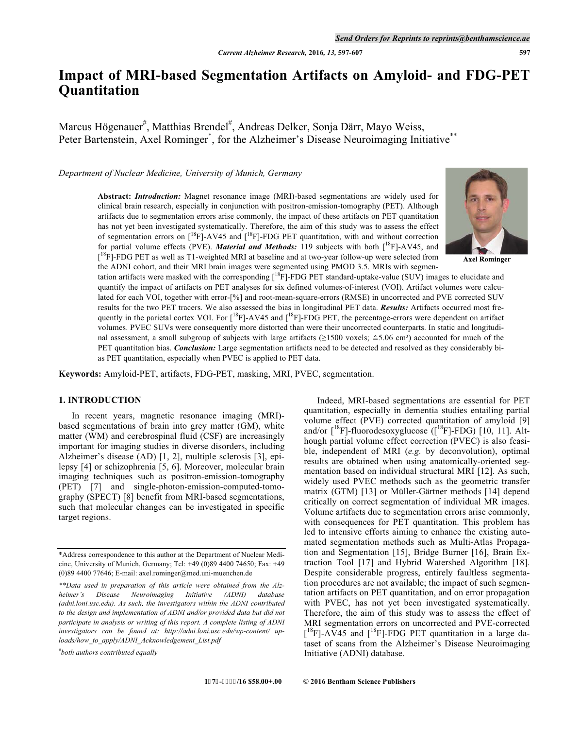# Impact of MRI-based Segmentation Artifacts on Amyloid- and FDG-PET Quantitation

Marcus Högenauer[#], Matthias Brendel[#], Andreas Delker, Sonja Därr, Mayo Weiss, Peter Bartenstein, Axel Rominger[*], for the Alzheimer's Disease Neuroimaging Initiative[**]

*Department of Nuclear Medicine, University of Munich, Germany*

Axel Rominger

**Abstract:** ***Introduction:*** Magnet resonance image (MRI)-based segmentations are widely used for clinical brain research, especially in conjunction with positron-emission-tomography (PET). Although artifacts due to segmentation errors arise commonly, the impact of these artifacts on PET quantitation has not yet been investigated systematically. Therefore, the aim of this study was to assess the effect of segmentation errors on [$^{18}$F]-AV45 and [$^{18}$F]-FDG PET quantitation, with and without correction for partial volume effects (PVE). ***Material and Methods:*** 119 subjects with both [$^{18}$F]-AV45, and [$^{18}$F]-FDG PET as well as T1-weighted MRI at baseline and at two-year follow-up were selected from the ADNI cohort, and their MRI brain images were segmented using PMOD 3.5. MRIs with segmentation artifacts were masked with the corresponding [$^{18}$F]-FDG PET standard-uptake-value (SUV) images to elucidate and quantify the impact of artifacts on PET analyses for six defined volumes-of-interest (VOI). Artifact volumes were calculated for each VOI, together with error-[%] and root-mean-square-errors (RMSE) in uncorrected and PVE corrected SUV results for the two PET tracers. We also assessed the bias in longitudinal PET data. ***Results:*** Artifacts occurred most frequently in the parietal cortex VOI. For [$^{18}$F]-AV45 and [$^{18}$F]-FDG PET, the percentage-errors were dependent on artifact volumes. PVEC SUVs were consequently more distorted than were their uncorrected counterparts. In static and longitudinal assessment, a small subgroup of subjects with large artifacts (≥1500 voxels; ≙5.06 cm³) accounted for much of the PET quantitation bias. ***Conclusion:*** Large segmentation artifacts need to be detected and resolved as they considerably bias PET quantitation, especially when PVEC is applied to PET data.

**Keywords:** Amyloid-PET, artifacts, FDG-PET, masking, MRI, PVEC, segmentation.

## 1. INTRODUCTION

In recent years, magnetic resonance imaging (MRI)-based segmentations of brain into grey matter (GM), white matter (WM) and cerebrospinal fluid (CSF) are increasingly important for imaging studies in diverse disorders, including Alzheimer's disease (AD) [1, 2], multiple sclerosis [3], epilepsy [4] or schizophrenia [5, 6]. Moreover, molecular brain imaging techniques such as positron-emission-tomography (PET) [7] and single-photon-emission-computed-tomography (SPECT) [8] benefit from MRI-based segmentations, such that molecular changes can be investigated in specific target regions.

Indeed, MRI-based segmentations are essential for PET quantitation, especially in dementia studies entailing partial volume effect (PVE) corrected quantitation of amyloid [9] and/or [$^{18}$F]-fluorodesoxyglucose ([$^{18}$F]-FDG) [10, 11]. Although partial volume effect correction (PVEC) is also feasible, independent of MRI (*e.g.* by deconvolution), optimal results are obtained when using anatomically-oriented segmentation based on individual structural MRI [12]. As such, widely used PVEC methods such as the geometric transfer matrix (GTM) [13] or Müller-Gärtner methods [14] depend critically on correct segmentation of individual MR images. Volume artifacts due to segmentation errors arise commonly, with consequences for PET quantitation. This problem has led to intensive efforts aiming to enhance the existing automated segmentation methods such as Multi-Atlas Propagation and Segmentation [15], Bridge Burner [16], Brain Extraction Tool [17] and Hybrid Watershed Algorithm [18]. Despite considerable progress, entirely faultless segmentation procedures are not available; the impact of such segmentation artifacts on PET quantitation, and on error propagation with PVEC, has not yet been investigated systematically. Therefore, the aim of this study was to assess the effect of MRI segmentation errors on uncorrected and PVE-corrected [$^{18}$F]-AV45 and [$^{18}$F]-FDG PET quantitation in a large dataset of scans from the Alzheimer's Disease Neuroimaging Initiative (ADNI) database.

---

*Address correspondence to this author at the Department of Nuclear Medicine, University of Munich, Germany; Tel: +49 (0)89 4400 74650; Fax: +49 (0)89 4400 77646; E-mail: axel.rominger@med.uni-muenchen.de

***Data used in preparation of this article were obtained from the Alzheimer's Disease Neuroimaging Initiative (ADNI) database (adni.loni.usc.edu). As such, the investigators within the ADNI contributed to the design and implementation of ADNI and/or provided data but did not participate in analysis or writing of this report. A complete listing of ADNI investigators can be found at: http://adni.loni.usc.edu/wp-content/ uploads/how_to_apply/ADNI_Acknowledgement_List.pdf*

[#]*both authors contributed equally*

© 2016 Bentham Science Publishers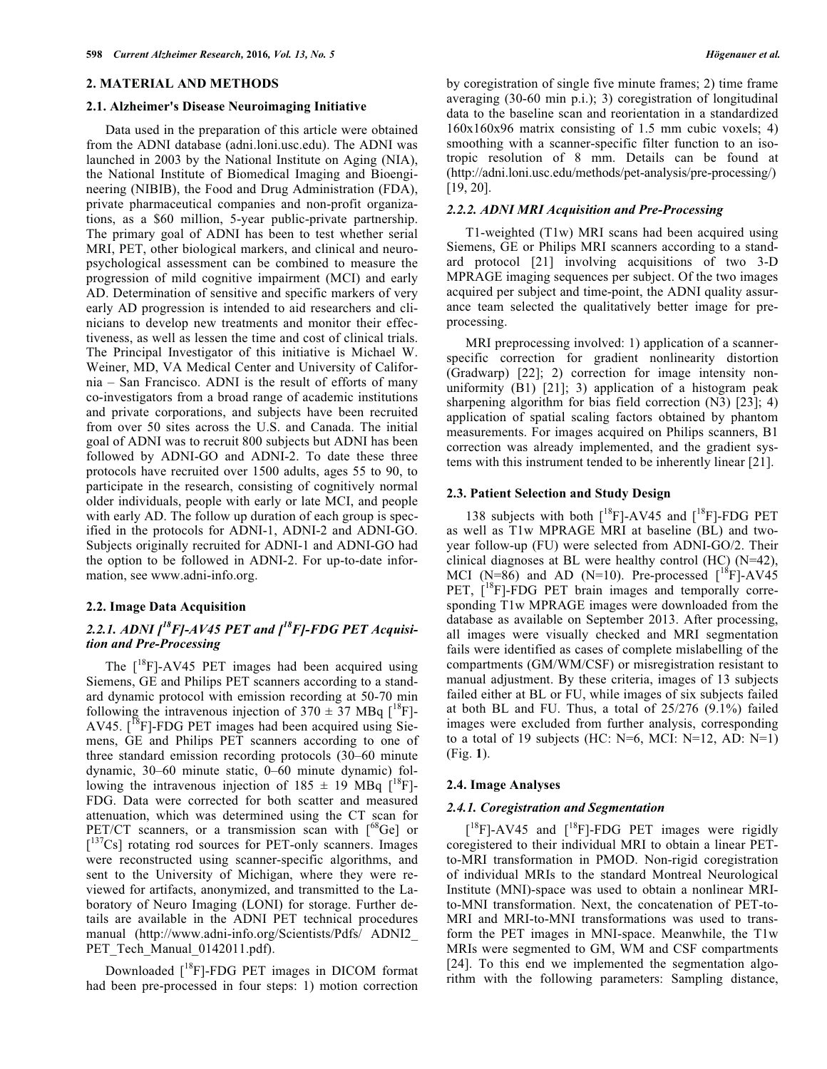## 2. MATERIAL AND METHODS

### 2.1. Alzheimer's Disease Neuroimaging Initiative

Data used in the preparation of this article were obtained from the ADNI database (adni.loni.usc.edu). The ADNI was launched in 2003 by the National Institute on Aging (NIA), the National Institute of Biomedical Imaging and Bioengineering (NIBIB), the Food and Drug Administration (FDA), private pharmaceutical companies and non-profit organizations, as a $60 million, 5-year public-private partnership. The primary goal of ADNI has been to test whether serial MRI, PET, other biological markers, and clinical and neuropsychological assessment can be combined to measure the progression of mild cognitive impairment (MCI) and early AD. Determination of sensitive and specific markers of very early AD progression is intended to aid researchers and clinicians to develop new treatments and monitor their effectiveness, as well as lessen the time and cost of clinical trials. The Principal Investigator of this initiative is Michael W. Weiner, MD, VA Medical Center and University of California – San Francisco. ADNI is the result of efforts of many co-investigators from a broad range of academic institutions and private corporations, and subjects have been recruited from over 50 sites across the U.S. and Canada. The initial goal of ADNI was to recruit 800 subjects but ADNI has been followed by ADNI-GO and ADNI-2. To date these three protocols have recruited over 1500 adults, ages 55 to 90, to participate in the research, consisting of cognitively normal older individuals, people with early or late MCI, and people with early AD. The follow up duration of each group is specified in the protocols for ADNI-1, ADNI-2 and ADNI-GO. Subjects originally recruited for ADNI-1 and ADNI-GO had the option to be followed in ADNI-2. For up-to-date information, see www.adni-info.org.

### 2.2. Image Data Acquisition

#### 2.2.1. ADNI [$^{18}$F]-AV45 PET and [$^{18}$F]-FDG PET Acquisition and Pre-Processing

The [$^{18}$F]-AV45 PET images had been acquired using Siemens, GE and Philips PET scanners according to a standard dynamic protocol with emission recording at 50-70 min following the intravenous injection of 370 ± 37 MBq [$^{18}$F]-AV45. [$^{18}$F]-FDG PET images had been acquired using Siemens, GE and Philips PET scanners according to one of three standard emission recording protocols (30–60 minute dynamic, 30–60 minute static, 0–60 minute dynamic) following the intravenous injection of 185 ± 19 MBq [$^{18}$F]-FDG. Data were corrected for both scatter and measured attenuation, which was determined using the CT scan for PET/CT scanners, or a transmission scan with [$^{68}$Ge] or [$^{137}$Cs] rotating rod sources for PET-only scanners. Images were reconstructed using scanner-specific algorithms, and sent to the University of Michigan, where they were reviewed for artifacts, anonymized, and transmitted to the Laboratory of Neuro Imaging (LONI) for storage. Further details are available in the ADNI PET technical procedures manual (http://www.adni-info.org/Scientists/Pdfs/ ADNI2_ PET_Tech_Manual_0142011.pdf).

Downloaded [$^{18}$F]-FDG PET images in DICOM format had been pre-processed in four steps: 1) motion correction by coregistration of single five minute frames; 2) time frame averaging (30-60 min p.i.); 3) coregistration of longitudinal data to the baseline scan and reorientation in a standardized 160x160x96 matrix consisting of 1.5 mm cubic voxels; 4) smoothing with a scanner-specific filter function to an isotropic resolution of 8 mm. Details can be found at (http://adni.loni.usc.edu/methods/pet-analysis/pre-processing/) [19, 20].

#### 2.2.2. ADNI MRI Acquisition and Pre-Processing

T1-weighted (T1w) MRI scans had been acquired using Siemens, GE or Philips MRI scanners according to a standard protocol [21] involving acquisitions of two 3-D MPRAGE imaging sequences per subject. Of the two images acquired per subject and time-point, the ADNI quality assurance team selected the qualitatively better image for pre-processing.

MRI preprocessing involved: 1) application of a scanner-specific correction for gradient nonlinearity distortion (Gradwarp) [22]; 2) correction for image intensity non-uniformity (B1) [21]; 3) application of a histogram peak sharpening algorithm for bias field correction (N3) [23]; 4) application of spatial scaling factors obtained by phantom measurements. For images acquired on Philips scanners, B1 correction was already implemented, and the gradient systems with this instrument tended to be inherently linear [21].

### 2.3. Patient Selection and Study Design

138 subjects with both [$^{18}$F]-AV45 and [$^{18}$F]-FDG PET as well as T1w MPRAGE MRI at baseline (BL) and two-year follow-up (FU) were selected from ADNI-GO/2. Their clinical diagnoses at BL were healthy control (HC) (N=42), MCI (N=86) and AD (N=10). Pre-processed [$^{18}$F]-AV45 PET, [$^{18}$F]-FDG PET brain images and temporally corresponding T1w MPRAGE images were downloaded from the database as available on September 2013. After processing, all images were visually checked and MRI segmentation fails were identified as cases of complete mislabelling of the compartments (GM/WM/CSF) or misregistration resistant to manual adjustment. By these criteria, images of 13 subjects failed either at BL or FU, while images of six subjects failed at both BL and FU. Thus, a total of 25/276 (9.1%) failed images were excluded from further analysis, corresponding to a total of 19 subjects (HC: N=6, MCI: N=12, AD: N=1) (Fig. **1**).

### 2.4. Image Analyses

#### 2.4.1. Coregistration and Segmentation

[$^{18}$F]-AV45 and [$^{18}$F]-FDG PET images were rigidly coregistered to their individual MRI to obtain a linear PET-to-MRI transformation in PMOD. Non-rigid coregistration of individual MRIs to the standard Montreal Neurological Institute (MNI)-space was used to obtain a nonlinear MRI-to-MNI transformation. Next, the concatenation of PET-to-MRI and MRI-to-MNI transformations was used to transform the PET images in MNI-space. Meanwhile, the T1w MRIs were segmented to GM, WM and CSF compartments [24]. To this end we implemented the segmentation algorithm with the following parameters: Sampling distance,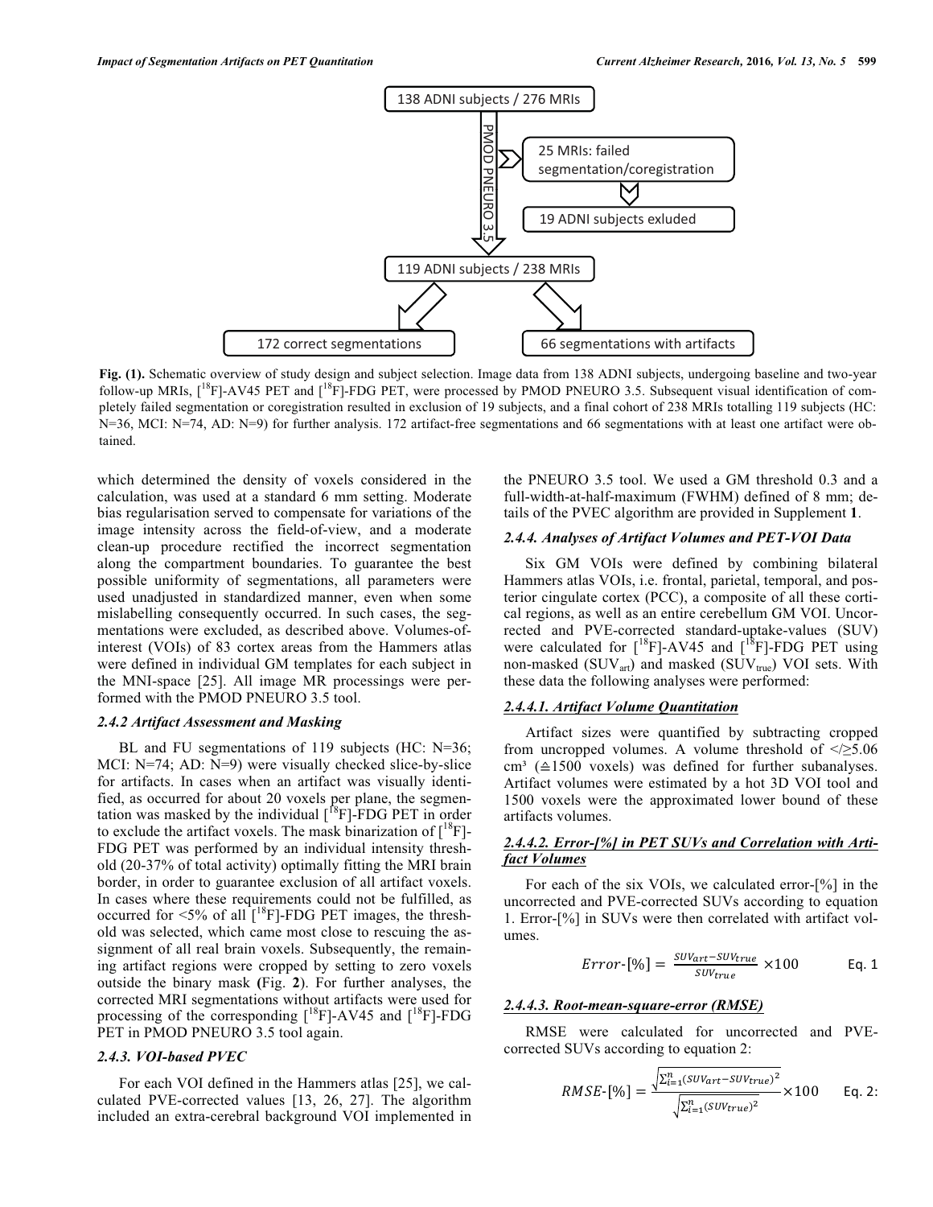138 ADNI subjects / 276 MRIs

PMOD PNEURO 3.5

25 MRIs: failed segmentation/coregistration

19 ADNI subjects exluded

119 ADNI subjects / 238 MRIs

172 correct segmentations

66 segmentations with artifacts

**Fig. (1).** Schematic overview of study design and subject selection. Image data from 138 ADNI subjects, undergoing baseline and two-year follow-up MRIs, [$^{18}$F]-AV45 PET and [$^{18}$F]-FDG PET, were processed by PMOD PNEURO 3.5. Subsequent visual identification of completely failed segmentation or coregistration resulted in exclusion of 19 subjects, and a final cohort of 238 MRIs totalling 119 subjects (HC: N=36, MCI: N=74, AD: N=9) for further analysis. 172 artifact-free segmentations and 66 segmentations with at least one artifact were obtained.

which determined the density of voxels considered in the calculation, was used at a standard 6 mm setting. Moderate bias regularisation served to compensate for variations of the image intensity across the field-of-view, and a moderate clean-up procedure rectified the incorrect segmentation along the compartment boundaries. To guarantee the best possible uniformity of segmentations, all parameters were used unadjusted in standardized manner, even when some mislabelling consequently occurred. In such cases, the segmentations were excluded, as described above. Volumes-of-interest (VOIs) of 83 cortex areas from the Hammers atlas were defined in individual GM templates for each subject in the MNI-space [25]. All image MR processings were performed with the PMOD PNEURO 3.5 tool.

### 2.4.2 Artifact Assessment and Masking

BL and FU segmentations of 119 subjects (HC: N=36; MCI: N=74; AD: N=9) were visually checked slice-by-slice for artifacts. In cases when an artifact was visually identified, as occurred for about 20 voxels per plane, the segmentation was masked by the individual [$^{18}$F]-FDG PET in order to exclude the artifact voxels. The mask binarization of [$^{18}$F]-FDG PET was performed by an individual intensity threshold (20-37% of total activity) optimally fitting the MRI brain border, in order to guarantee exclusion of all artifact voxels. In cases where these requirements could not be fulfilled, as occurred for <5% of all [$^{18}$F]-FDG PET images, the threshold was selected, which came most close to rescuing the assignment of all real brain voxels. Subsequently, the remaining artifact regions were cropped by setting to zero voxels outside the binary mask (Fig. **2**). For further analyses, the corrected MRI segmentations without artifacts were used for processing of the corresponding [$^{18}$F]-AV45 and [$^{18}$F]-FDG PET in PMOD PNEURO 3.5 tool again.

### 2.4.3. VOI-based PVEC

For each VOI defined in the Hammers atlas [25], we calculated PVE-corrected values [13, 26, 27]. The algorithm included an extra-cerebral background VOI implemented in the PNEURO 3.5 tool. We used a GM threshold 0.3 and a full-width-at-half-maximum (FWHM) defined of 8 mm; details of the PVEC algorithm are provided in Supplement **1**.

### 2.4.4. Analyses of Artifact Volumes and PET-VOI Data

Six GM VOIs were defined by combining bilateral Hammers atlas VOIs, i.e. frontal, parietal, temporal, and posterior cingulate cortex (PCC), a composite of all these cortical regions, as well as an entire cerebellum GM VOI. Uncorrected and PVE-corrected standard-uptake-values (SUV) were calculated for [$^{18}$F]-AV45 and [$^{18}$F]-FDG PET using non-masked ($SUV_{art}$) and masked ($SUV_{true}$) VOI sets. With these data the following analyses were performed:

#### 2.4.4.1. Artifact Volume Quantitation

Artifact sizes were quantified by subtracting cropped from uncropped volumes. A volume threshold of </≥5.06 cm³ (≙1500 voxels) was defined for further subanalyses. Artifact volumes were estimated by a hot 3D VOI tool and 1500 voxels were the approximated lower bound of these artifacts volumes.

#### 2.4.4.2. Error-[%] in PET SUVs and Correlation with Artifact Volumes

For each of the six VOIs, we calculated error-[%] in the uncorrected and PVE-corrected SUVs according to equation 1. Error-[%] in SUVs were then correlated with artifact volumes.

$$Error\text{-}[\%] = \frac{SUV_{art} - SUV_{true}}{SUV_{true}} \times 100 \qquad \text{Eq. 1}$$

#### 2.4.4.3. Root-mean-square-error (RMSE)

RMSE were calculated for uncorrected and PVE-corrected SUVs according to equation 2:

$$RMSE\text{-}[\%] = \frac{\sqrt{\sum_{i=1}^{n}(SUV_{art} - SUV_{true})^2}}{\sqrt{\sum_{i=1}^{n}(SUV_{true})^2}} \times 100 \qquad \text{Eq. 2:}$$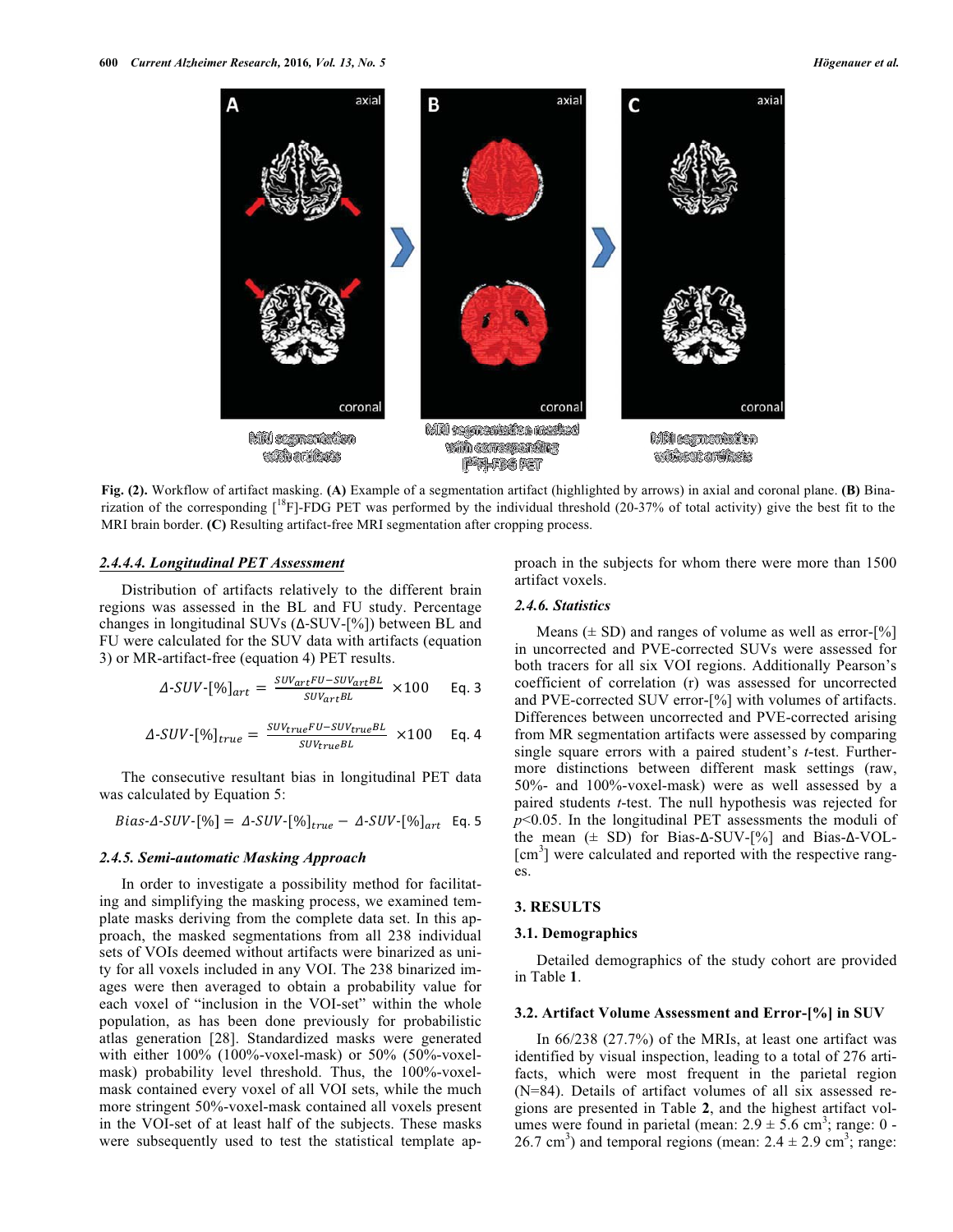**Fig. (2).** Workflow of artifact masking. **(A)** Example of a segmentation artifact (highlighted by arrows) in axial and coronal plane. **(B)** Binarization of the corresponding [$^{18}$F]-FDG PET was performed by the individual threshold (20-37% of total activity) give the best fit to the MRI brain border. **(C)** Resulting artifact-free MRI segmentation after cropping process.

#### *2.4.4.4. Longitudinal PET Assessment*

Distribution of artifacts relatively to the different brain regions was assessed in the BL and FU study. Percentage changes in longitudinal SUVs (Δ-SUV-[%]) between BL and FU were calculated for the SUV data with artifacts (equation 3) or MR-artifact-free (equation 4) PET results.

$$\Delta\text{-}SUV\text{-}[\%]_{art} = \frac{SUV_{art}FU - SUV_{art}BL}{SUV_{art}BL} \times 100 \quad \text{Eq. 3}$$

$$\Delta\text{-}SUV\text{-}[\%]_{true} = \frac{SUV_{true}FU - SUV_{true}BL}{SUV_{true}BL} \times 100 \quad \text{Eq. 4}$$

The consecutive resultant bias in longitudinal PET data was calculated by Equation 5:

$$Bias\text{-}\Delta\text{-}SUV\text{-}[\%] = \Delta\text{-}SUV\text{-}[\%]_{true} - \Delta\text{-}SUV\text{-}[\%]_{art} \quad \text{Eq. 5}$$

### *2.4.5. Semi-automatic Masking Approach*

In order to investigate a possibility method for facilitating and simplifying the masking process, we examined template masks deriving from the complete data set. In this approach, the masked segmentations from all 238 individual sets of VOIs deemed without artifacts were binarized as unity for all voxels included in any VOI. The 238 binarized images were then averaged to obtain a probability value for each voxel of "inclusion in the VOI-set" within the whole population, as has been done previously for probabilistic atlas generation [28]. Standardized masks were generated with either 100% (100%-voxel-mask) or 50% (50%-voxel-mask) probability level threshold. Thus, the 100%-voxel-mask contained every voxel of all VOI sets, while the much more stringent 50%-voxel-mask contained all voxels present in the VOI-set of at least half of the subjects. These masks were subsequently used to test the statistical template approach in the subjects for whom there were more than 1500 artifact voxels.

### *2.4.6. Statistics*

Means (± SD) and ranges of volume as well as error-[%] in uncorrected and PVE-corrected SUVs were assessed for both tracers for all six VOI regions. Additionally Pearson's coefficient of correlation (r) was assessed for uncorrected and PVE-corrected SUV error-[%] with volumes of artifacts. Differences between uncorrected and PVE-corrected arising from MR segmentation artifacts were assessed by comparing single square errors with a paired student's *t*-test. Furthermore distinctions between different mask settings (raw, 50%- and 100%-voxel-mask) were as well assessed by a paired students *t*-test. The null hypothesis was rejected for $p<0.05$. In the longitudinal PET assessments the moduli of the mean (± SD) for Bias-Δ-SUV-[%] and Bias-Δ-VOL-[cm$^3$] were calculated and reported with the respective ranges.

## 3. RESULTS

### 3.1. Demographics

Detailed demographics of the study cohort are provided in Table **1**.

### 3.2. Artifact Volume Assessment and Error-[%] in SUV

In 66/238 (27.7%) of the MRIs, at least one artifact was identified by visual inspection, leading to a total of 276 artifacts, which were most frequent in the parietal region (N=84). Details of artifact volumes of all six assessed regions are presented in Table **2**, and the highest artifact volumes were found in parietal (mean: 2.9 ± 5.6 cm$^3$; range: 0 - 26.7 cm$^3$) and temporal regions (mean: 2.4 ± 2.9 cm$^3$; range: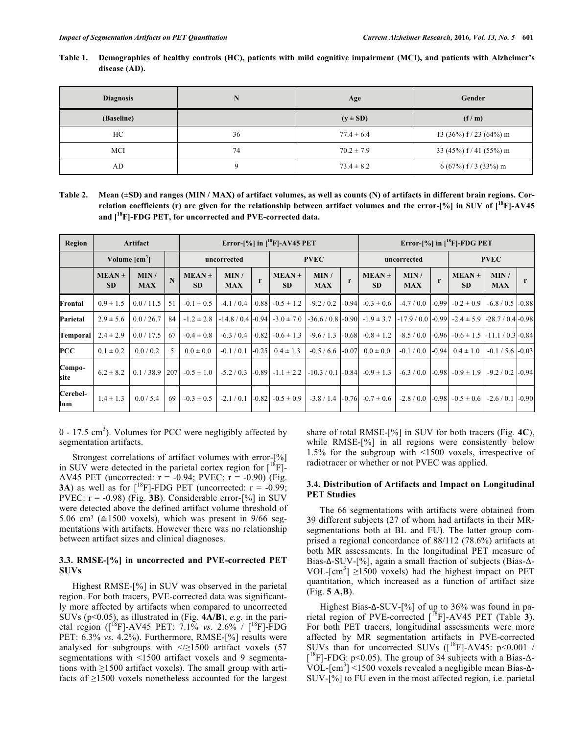**Table 1. Demographics of healthy controls (HC), patients with mild cognitive impairment (MCI), and patients with Alzheimer's disease (AD).**

| Diagnosis | N | Age | Gender |
|---|---|---|---|
| (Baseline) | | (y ± SD) | (f / m) |
| HC | 36 | 77.4 ± 6.4 | 13 (36%) f / 23 (64%) m |
| MCI | 74 | 70.2 ± 7.9 | 33 (45%) f / 41 (55%) m |
| AD | 9 | 73.4 ± 8.2 | 6 (67%) f / 3 (33%) m |

**Table 2. Mean (±SD) and ranges (MIN / MAX) of artifact volumes, as well as counts (N) of artifacts in different brain regions. Correlation coefficients (r) are given for the relationship between artifact volumes and the error-[%] in SUV of [$^{18}$F]-AV45 and [$^{18}$F]-FDG PET, for uncorrected and PVE-corrected data.**

| Region | Artifact | | | Error-[%] in [$^{18}$F]-AV45 PET | | | | | | Error-[%] in [$^{18}$F]-FDG PET | | | | | |
|---|---|---|---|---|---|---|---|---|---|---|---|---|---|---|---|
| | Volume [cm$^3$] | | | uncorrected | | | PVEC | | | uncorrected | | | PVEC | | |
| | MEAN ± SD | MIN / MAX | N | MEAN ± SD | MIN / MAX | r | MEAN ± SD | MIN / MAX | r | MEAN ± SD | MIN / MAX | r | MEAN ± SD | MIN / MAX | r |
| Frontal | 0.9 ± 1.5 | 0.0 / 11.5 | 51 | -0.1 ± 0.5 | -4.1 / 0.4 | -0.88 | -0.5 ± 1.2 | -9.2 / 0.2 | -0.94 | -0.3 ± 0.6 | -4.7 / 0.0 | -0.99 | -0.2 ± 0.9 | -6.8 / 0.5 | -0.88 |
| Parietal | 2.9 ± 5.6 | 0.0 / 26.7 | 84 | -1.2 ± 2.8 | -14.8 / 0.4 | -0.94 | -3.0 ± 7.0 | -36.6 / 0.8 | -0.90 | -1.9 ± 3.7 | -17.9 / 0.0 | -0.99 | -2.4 ± 5.9 | -28.7 / 0.4 | -0.98 |
| Temporal | 2.4 ± 2.9 | 0.0 / 17.5 | 67 | -0.4 ± 0.8 | -6.3 / 0.4 | -0.82 | -0.6 ± 1.3 | -9.6 / 1.3 | -0.68 | -0.8 ± 1.2 | -8.5 / 0.0 | -0.96 | -0.6 ± 1.5 | -11.1 / 0.3 | -0.84 |
| PCC | 0.1 ± 0.2 | 0.0 / 0.2 | 5 | 0.0 ± 0.0 | -0.1 / 0.1 | -0.25 | 0.4 ± 1.3 | -0.5 / 6.6 | -0.07 | 0.0 ± 0.0 | -0.1 / 0.0 | -0.94 | 0.4 ± 1.0 | -0.1 / 5.6 | -0.03 |
| Composite | 6.2 ± 8.2 | 0.1 / 38.9 | 207 | -0.5 ± 1.0 | -5.2 / 0.3 | -0.89 | -1.1 ± 2.2 | -10.3 / 0.1 | -0.84 | -0.9 ± 1.3 | -6.3 / 0.0 | -0.98 | -0.9 ± 1.9 | -9.2 / 0.2 | -0.94 |
| Cerebellum | 1.4 ± 1.3 | 0.0 / 5.4 | 69 | -0.3 ± 0.5 | -2.1 / 0.1 | -0.82 | -0.5 ± 0.9 | -3.8 / 1.4 | -0.76 | -0.7 ± 0.6 | -2.8 / 0.0 | -0.98 | -0.5 ± 0.6 | -2.6 / 0.1 | -0.90 |

0 - 17.5 cm$^3$). Volumes for PCC were negligibly affected by segmentation artifacts.

Strongest correlations of artifact volumes with error-[%] in SUV were detected in the parietal cortex region for [$^{18}$F]-AV45 PET (uncorrected: r = -0.94; PVEC: r = -0.90) (Fig. **3A**) as well as for [$^{18}$F]-FDG PET (uncorrected: r = -0.99; PVEC: r = -0.98) (Fig. **3B**). Considerable error-[%] in SUV were detected above the defined artifact volume threshold of 5.06 cm³ (≙1500 voxels), which was present in 9/66 segmentations with artifacts. However there was no relationship between artifact sizes and clinical diagnoses.

### 3.3. RMSE-[%] in uncorrected and PVE-corrected PET SUVs

Highest RMSE-[%] in SUV was observed in the parietal region. For both tracers, PVE-corrected data was significantly more affected by artifacts when compared to uncorrected SUVs ($p<0.05$), as illustrated in (Fig. **4A/B**), *e.g.* in the parietal region ([$^{18}$F]-AV45 PET: 7.1% *vs*. 2.6% / [$^{18}$F]-FDG PET: 6.3% *vs*. 4.2%). Furthermore, RMSE-[%] results were analysed for subgroups with </≥1500 artifact voxels (57 segmentations with <1500 artifact voxels and 9 segmentations with ≥1500 artifact voxels). The small group with artifacts of ≥1500 voxels nonetheless accounted for the largest share of total RMSE-[%] in SUV for both tracers (Fig. **4C**), while RMSE-[%] in all regions were consistently below 1.5% for the subgroup with <1500 voxels, irrespective of radiotracer or whether or not PVEC was applied.

### 3.4. Distribution of Artifacts and Impact on Longitudinal PET Studies

The 66 segmentations with artifacts were obtained from 39 different subjects (27 of whom had artifacts in their MR-segmentations both at BL and FU). The latter group comprised a regional concordance of 88/112 (78.6%) artifacts at both MR assessments. In the longitudinal PET measure of Bias-Δ-SUV-[%], again a small fraction of subjects (Bias-Δ-VOL-[cm$^3$] ≥1500 voxels) had the highest impact on PET quantitation, which increased as a function of artifact size (Fig. **5 A,B**).

Highest Bias-Δ-SUV-[%] of up to 36% was found in parietal region of PVE-corrected [$^{18}$F]-AV45 PET (Table **3**). For both PET tracers, longitudinal assessments were more affected by MR segmentation artifacts in PVE-corrected SUVs than for uncorrected SUVs ([$^{18}$F]-AV45: $p<0.001$ / [$^{18}$F]-FDG: $p<0.05$). The group of 34 subjects with a Bias-Δ-VOL-[cm$^3$] <1500 voxels revealed a negligible mean Bias-Δ-SUV-[%] to FU even in the most affected region, i.e. parietal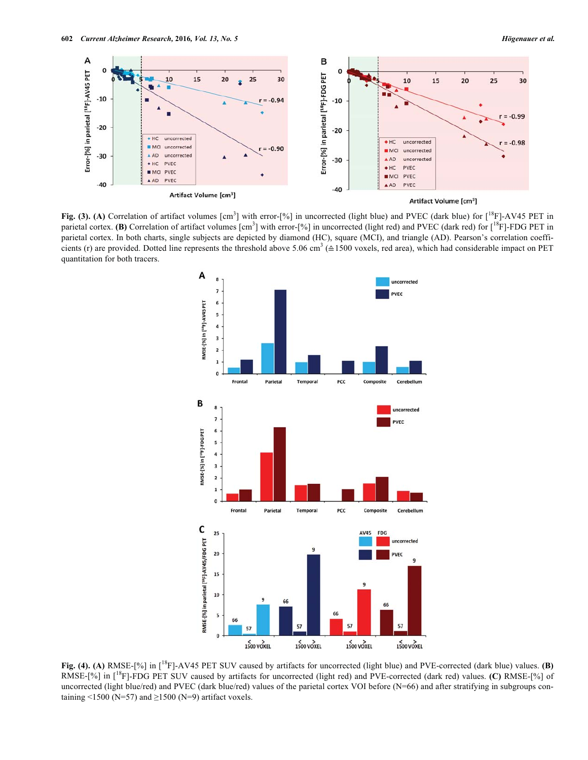**Fig. (3). (A)** Correlation of artifact volumes [cm$^3$] with error-[%] in uncorrected (light blue) and PVEC (dark blue) for [$^{18}$F]-AV45 PET in parietal cortex. **(B)** Correlation of artifact volumes [cm$^3$] with error-[%] in uncorrected (light red) and PVEC (dark red) for [$^{18}$F]-FDG PET in parietal cortex. In both charts, single subjects are depicted by diamond (HC), square (MCI), and triangle (AD). Pearson's correlation coefficients (r) are provided. Dotted line represents the threshold above 5.06 cm$^3$ (≙1500 voxels, red area), which had considerable impact on PET quantitation for both tracers.

**Fig. (4). (A)** RMSE-[%] in [$^{18}$F]-AV45 PET SUV caused by artifacts for uncorrected (light blue) and PVE-corrected (dark blue) values. **(B)** RMSE-[%] in [$^{18}$F]-FDG PET SUV caused by artifacts for uncorrected (light red) and PVE-corrected (dark red) values. **(C)** RMSE-[%] of uncorrected (light blue/red) and PVEC (dark blue/red) values of the parietal cortex VOI before (N=66) and after stratifying in subgroups containing <1500 (N=57) and ≥1500 (N=9) artifact voxels.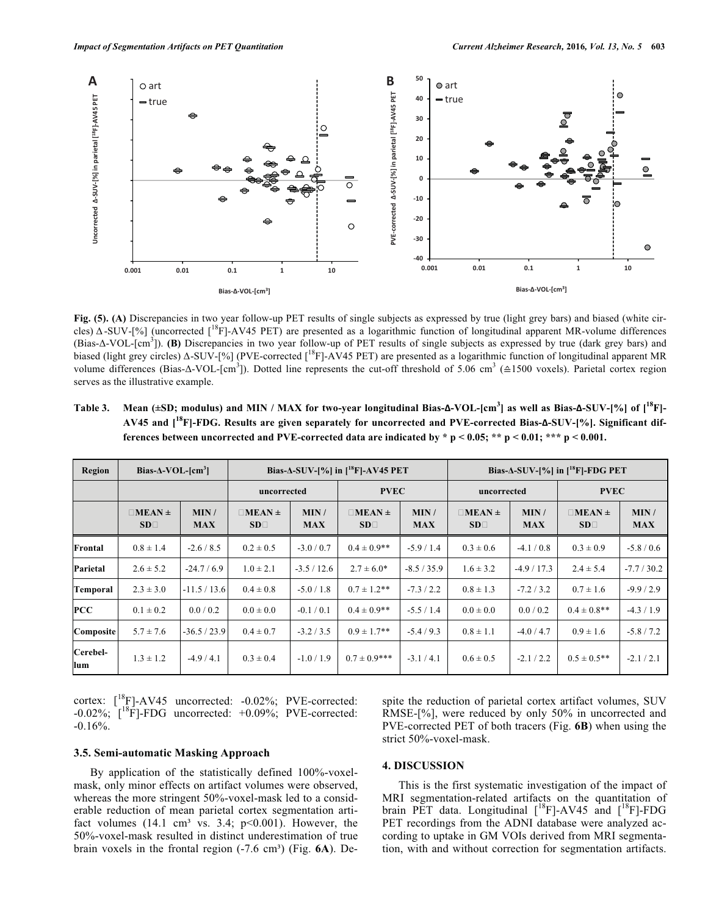**Fig. (5). (A)** Discrepancies in two year follow-up PET results of single subjects as expressed by true (light grey bars) and biased (white circles) Δ-SUV-[%] (uncorrected [$^{18}$F]-AV45 PET) are presented as a logarithmic function of longitudinal apparent MR-volume differences (Bias-Δ-VOL-[cm$^3$]). **(B)** Discrepancies in two year follow-up of PET results of single subjects as expressed by true (dark grey bars) and biased (light grey circles) Δ-SUV-[%] (PVE-corrected [$^{18}$F]-AV45 PET) are presented as a logarithmic function of longitudinal apparent MR volume differences (Bias-Δ-VOL-[cm$^3$]). Dotted line represents the cut-off threshold of 5.06 cm$^3$ (≙1500 voxels). Parietal cortex region serves as the illustrative example.

**Table 3. Mean (±SD; modulus) and MIN / MAX for two-year longitudinal Bias-Δ-VOL-[cm$^3$] as well as Bias-Δ-SUV-[%] of [$^{18}$F]-AV45 and [$^{18}$F]-FDG. Results are given separately for uncorrected and PVE-corrected Bias-Δ-SUV-[%]. Significant differences between uncorrected and PVE-corrected data are indicated by * p < 0.05; ** p < 0.01; *** p < 0.001.**

| Region | Bias-Δ-VOL-[cm$^3$] | | Bias-Δ-SUV-[%] in [$^{18}$F]-AV45 PET | | | | Bias-Δ-SUV-[%] in [$^{18}$F]-FDG PET | | | |
|---|---|---|---|---|---|---|---|---|---|---|
| | | | uncorrected | | PVEC | | uncorrected | | PVEC | |
| | MEAN ± SD | MIN / MAX | MEAN ± SD | MIN / MAX | MEAN ± SD | MIN / MAX | MEAN ± SD | MIN / MAX | MEAN ± SD | MIN / MAX |
| **Frontal** | 0.8 ± 1.4 | -2.6 / 8.5 | 0.2 ± 0.5 | -3.0 / 0.7 | 0.4 ± 0.9** | -5.9 / 1.4 | 0.3 ± 0.6 | -4.1 / 0.8 | 0.3 ± 0.9 | -5.8 / 0.6 |
| **Parietal** | 2.6 ± 5.2 | -24.7 / 6.9 | 1.0 ± 2.1 | -3.5 / 12.6 | 2.7 ± 6.0* | -8.5 / 35.9 | 1.6 ± 3.2 | -4.9 / 17.3 | 2.4 ± 5.4 | -7.7 / 30.2 |
| **Temporal** | 2.3 ± 3.0 | -11.5 / 13.6 | 0.4 ± 0.8 | -5.0 / 1.8 | 0.7 ± 1.2** | -7.3 / 2.2 | 0.8 ± 1.3 | -7.2 / 3.2 | 0.7 ± 1.6 | -9.9 / 2.9 |
| **PCC** | 0.1 ± 0.2 | 0.0 / 0.2 | 0.0 ± 0.0 | -0.1 / 0.1 | 0.4 ± 0.9** | -5.5 / 1.4 | 0.0 ± 0.0 | 0.0 / 0.2 | 0.4 ± 0.8** | -4.3 / 1.9 |
| **Composite** | 5.7 ± 7.6 | -36.5 / 23.9 | 0.4 ± 0.7 | -3.2 / 3.5 | 0.9 ± 1.7** | -5.4 / 9.3 | 0.8 ± 1.1 | -4.0 / 4.7 | 0.9 ± 1.6 | -5.8 / 7.2 |
| **Cerebellum** | 1.3 ± 1.2 | -4.9 / 4.1 | 0.3 ± 0.4 | -1.0 / 1.9 | 0.7 ± 0.9*** | -3.1 / 4.1 | 0.6 ± 0.5 | -2.1 / 2.2 | 0.5 ± 0.5** | -2.1 / 2.1 |

cortex: [$^{18}$F]-AV45 uncorrected: -0.02%; PVE-corrected: -0.02%; [$^{18}$F]-FDG uncorrected: +0.09%; PVE-corrected: -0.16%.

### 3.5. Semi-automatic Masking Approach

By application of the statistically defined 100%-voxel-mask, only minor effects on artifact volumes were observed, whereas the more stringent 50%-voxel-mask led to a considerable reduction of mean parietal cortex segmentation artifact volumes (14.1 cm³ vs. 3.4; p<0.001). However, the 50%-voxel-mask resulted in distinct underestimation of true brain voxels in the frontal region (-7.6 cm³) (Fig. **6A**). Despite the reduction of parietal cortex artifact volumes, SUV RMSE-[%], were reduced by only 50% in uncorrected and PVE-corrected PET of both tracers (Fig. **6B**) when using the strict 50%-voxel-mask.

## 4. DISCUSSION

This is the first systematic investigation of the impact of MRI segmentation-related artifacts on the quantitation of brain PET data. Longitudinal [$^{18}$F]-AV45 and [$^{18}$F]-FDG PET recordings from the ADNI database were analyzed according to uptake in GM VOIs derived from MRI segmentation, with and without correction for segmentation artifacts.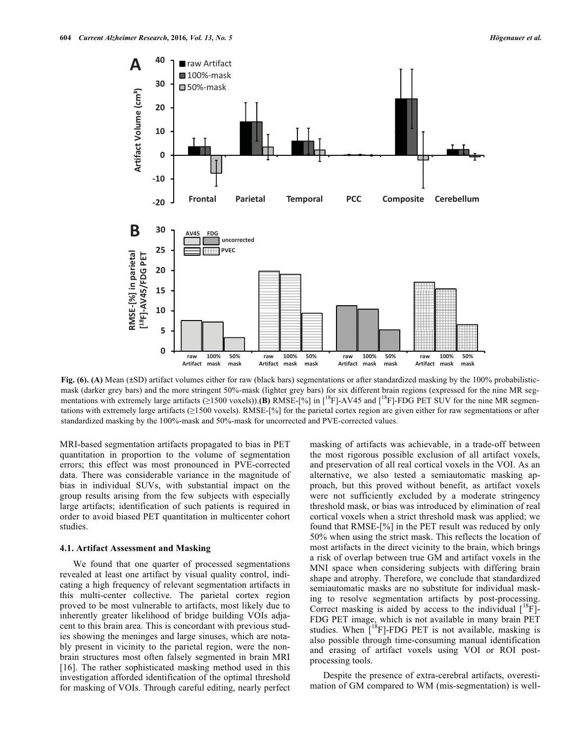**Fig. (6). (A)** Mean (±SD) artifact volumes either for raw (black bars) segmentations or after standardized masking by the 100% probabilistic-mask (darker grey bars) and the more stringent 50%-mask (lighter grey bars) for six different brain regions (expressed for the nine MR segmentations with extremely large artifacts (≥1500 voxels)).**(B)** RMSE-[%] in [$^{18}$F]-AV45 and [$^{18}$F]-FDG PET SUV for the nine MR segmentations with extremely large artifacts (≥1500 voxels). RMSE-[%] for the parietal cortex region are given either for raw segmentations or after standardized masking by the 100%-mask and 50%-mask for uncorrected and PVE-corrected values.

MRI-based segmentation artifacts propagated to bias in PET quantitation in proportion to the volume of segmentation errors; this effect was most pronounced in PVE-corrected data. There was considerable variance in the magnitude of bias in individual SUVs, with substantial impact on the group results arising from the few subjects with especially large artifacts; identification of such patients is required in order to avoid biased PET quantitation in multicenter cohort studies.

### 4.1. Artifact Assessment and Masking

We found that one quarter of processed segmentations revealed at least one artifact by visual quality control, indicating a high frequency of relevant segmentation artifacts in this multi-center collective. The parietal cortex region proved to be most vulnerable to artifacts, most likely due to inherently greater likelihood of bridge building VOIs adjacent to this brain area. This is concordant with previous studies showing the meninges and large sinuses, which are notably present in vicinity to the parietal region, were the non-brain structures most often falsely segmented in brain MRI [16]. The rather sophisticated masking method used in this investigation afforded identification of the optimal threshold for masking of VOIs. Through careful editing, nearly perfect masking of artifacts was achievable, in a trade-off between the most rigorous possible exclusion of all artifact voxels, and preservation of all real cortical voxels in the VOI. As an alternative, we also tested a semiautomatic masking approach, but this proved without benefit, as artifact voxels were not sufficiently excluded by a moderate stringency threshold mask, or bias was introduced by elimination of real cortical voxels when a strict threshold mask was applied; we found that RMSE-[%] in the PET result was reduced by only 50% when using the strict mask. This reflects the location of most artifacts in the direct vicinity to the brain, which brings a risk of overlap between true GM and artifact voxels in the MNI space when considering subjects with differing brain shape and atrophy. Therefore, we conclude that standardized semiautomatic masks are no substitute for individual masking to resolve segmentation artifacts by post-processing. Correct masking is aided by access to the individual [$^{18}$F]-FDG PET image, which is not available in many brain PET studies. When [$^{18}$F]-FDG PET is not available, masking is also possible through time-consuming manual identification and erasing of artifact voxels using VOI or ROI post-processing tools.

Despite the presence of extra-cerebral artifacts, overestimation of GM compared to WM (mis-segmentation) is well-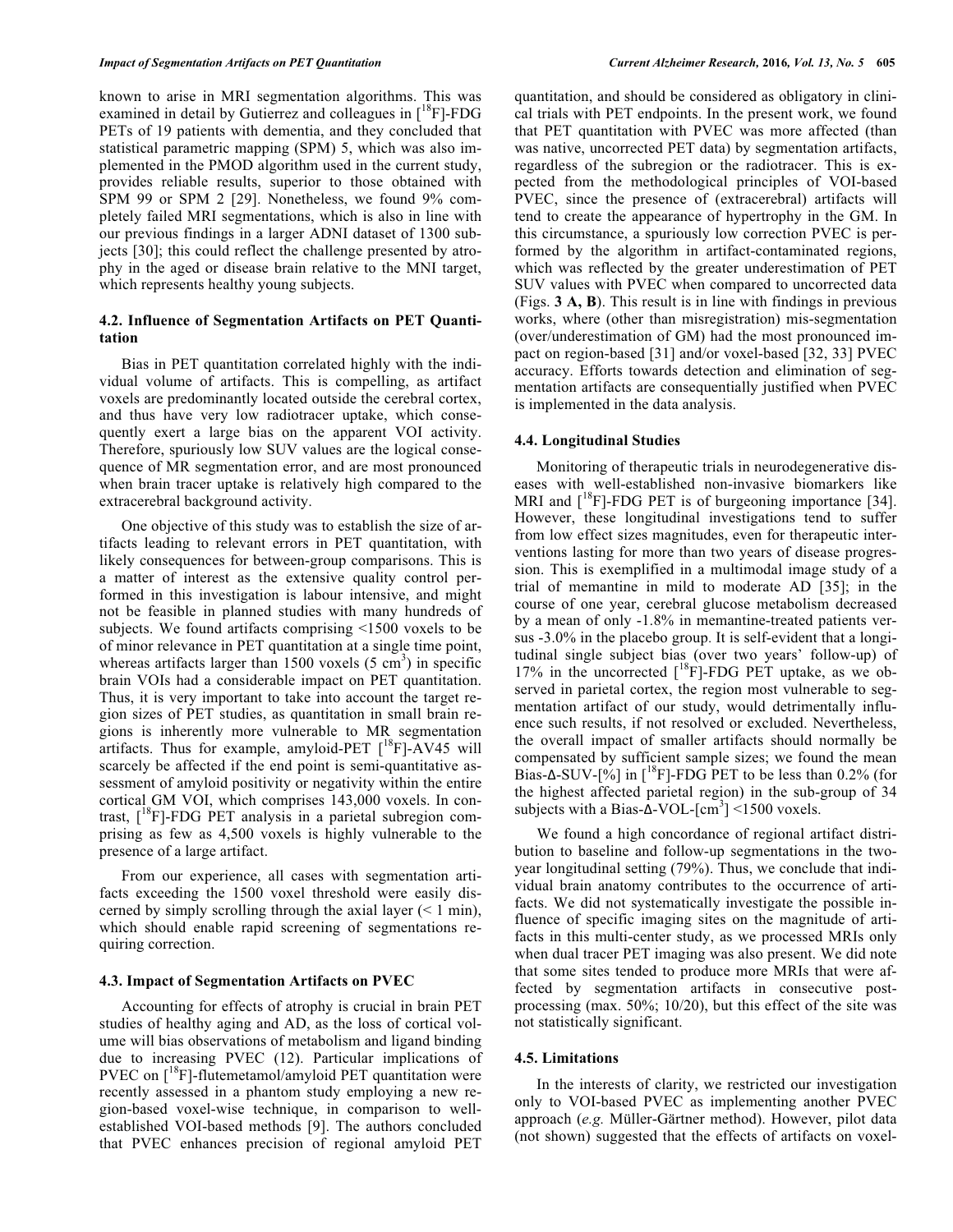known to arise in MRI segmentation algorithms. This was examined in detail by Gutierrez and colleagues in [$^{18}$F]-FDG PETs of 19 patients with dementia, and they concluded that statistical parametric mapping (SPM) 5, which was also implemented in the PMOD algorithm used in the current study, provides reliable results, superior to those obtained with SPM 99 or SPM 2 [29]. Nonetheless, we found 9% completely failed MRI segmentations, which is also in line with our previous findings in a larger ADNI dataset of 1300 subjects [30]; this could reflect the challenge presented by atrophy in the aged or disease brain relative to the MNI target, which represents healthy young subjects.

### 4.2. Influence of Segmentation Artifacts on PET Quantitation

Bias in PET quantitation correlated highly with the individual volume of artifacts. This is compelling, as artifact voxels are predominantly located outside the cerebral cortex, and thus have very low radiotracer uptake, which consequently exert a large bias on the apparent VOI activity. Therefore, spuriously low SUV values are the logical consequence of MR segmentation error, and are most pronounced when brain tracer uptake is relatively high compared to the extracerebral background activity.

One objective of this study was to establish the size of artifacts leading to relevant errors in PET quantitation, with likely consequences for between-group comparisons. This is a matter of interest as the extensive quality control performed in this investigation is labour intensive, and might not be feasible in planned studies with many hundreds of subjects. We found artifacts comprising <1500 voxels to be of minor relevance in PET quantitation at a single time point, whereas artifacts larger than 1500 voxels (5 $cm^3$) in specific brain VOIs had a considerable impact on PET quantitation. Thus, it is very important to take into account the target region sizes of PET studies, as quantitation in small brain regions is inherently more vulnerable to MR segmentation artifacts. Thus for example, amyloid-PET [$^{18}$F]-AV45 will scarcely be affected if the end point is semi-quantitative assessment of amyloid positivity or negativity within the entire cortical GM VOI, which comprises 143,000 voxels. In contrast, [$^{18}$F]-FDG PET analysis in a parietal subregion comprising as few as 4,500 voxels is highly vulnerable to the presence of a large artifact.

From our experience, all cases with segmentation artifacts exceeding the 1500 voxel threshold were easily discerned by simply scrolling through the axial layer (< 1 min), which should enable rapid screening of segmentations requiring correction.

### 4.3. Impact of Segmentation Artifacts on PVEC

Accounting for effects of atrophy is crucial in brain PET studies of healthy aging and AD, as the loss of cortical volume will bias observations of metabolism and ligand binding due to increasing PVEC (12). Particular implications of PVEC on [$^{18}$F]-flutemetamol/amyloid PET quantitation were recently assessed in a phantom study employing a new region-based voxel-wise technique, in comparison to well-established VOI-based methods [9]. The authors concluded that PVEC enhances precision of regional amyloid PET quantitation, and should be considered as obligatory in clinical trials with PET endpoints. In the present work, we found that PET quantitation with PVEC was more affected (than was native, uncorrected PET data) by segmentation artifacts, regardless of the subregion or the radiotracer. This is expected from the methodological principles of VOI-based PVEC, since the presence of (extracerebral) artifacts will tend to create the appearance of hypertrophy in the GM. In this circumstance, a spuriously low correction PVEC is performed by the algorithm in artifact-contaminated regions, which was reflected by the greater underestimation of PET SUV values with PVEC when compared to uncorrected data (Figs. **3 A, B**). This result is in line with findings in previous works, where (other than misregistration) mis-segmentation (over/underestimation of GM) had the most pronounced impact on region-based [31] and/or voxel-based [32, 33] PVEC accuracy. Efforts towards detection and elimination of segmentation artifacts are consequentially justified when PVEC is implemented in the data analysis.

### 4.4. Longitudinal Studies

Monitoring of therapeutic trials in neurodegenerative diseases with well-established non-invasive biomarkers like MRI and [$^{18}$F]-FDG PET is of burgeoning importance [34]. However, these longitudinal investigations tend to suffer from low effect sizes magnitudes, even for therapeutic interventions lasting for more than two years of disease progression. This is exemplified in a multimodal image study of a trial of memantine in mild to moderate AD [35]; in the course of one year, cerebral glucose metabolism decreased by a mean of only -1.8% in memantine-treated patients versus -3.0% in the placebo group. It is self-evident that a longitudinal single subject bias (over two years' follow-up) of 17% in the uncorrected [$^{18}$F]-FDG PET uptake, as we observed in parietal cortex, the region most vulnerable to segmentation artifact of our study, would detrimentally influence such results, if not resolved or excluded. Nevertheless, the overall impact of smaller artifacts should normally be compensated by sufficient sample sizes; we found the mean Bias-Δ-SUV-[%] in [$^{18}$F]-FDG PET to be less than 0.2% (for the highest affected parietal region) in the sub-group of 34 subjects with a Bias-Δ-VOL-[$cm^3$] <1500 voxels.

We found a high concordance of regional artifact distribution to baseline and follow-up segmentations in the two-year longitudinal setting (79%). Thus, we conclude that individual brain anatomy contributes to the occurrence of artifacts. We did not systematically investigate the possible influence of specific imaging sites on the magnitude of artifacts in this multi-center study, as we processed MRIs only when dual tracer PET imaging was also present. We did note that some sites tended to produce more MRIs that were affected by segmentation artifacts in consecutive post-processing (max. 50%; 10/20), but this effect of the site was not statistically significant.

### 4.5. Limitations

In the interests of clarity, we restricted our investigation only to VOI-based PVEC as implementing another PVEC approach (*e.g.* Müller-Gärtner method). However, pilot data (not shown) suggested that the effects of artifacts on voxel-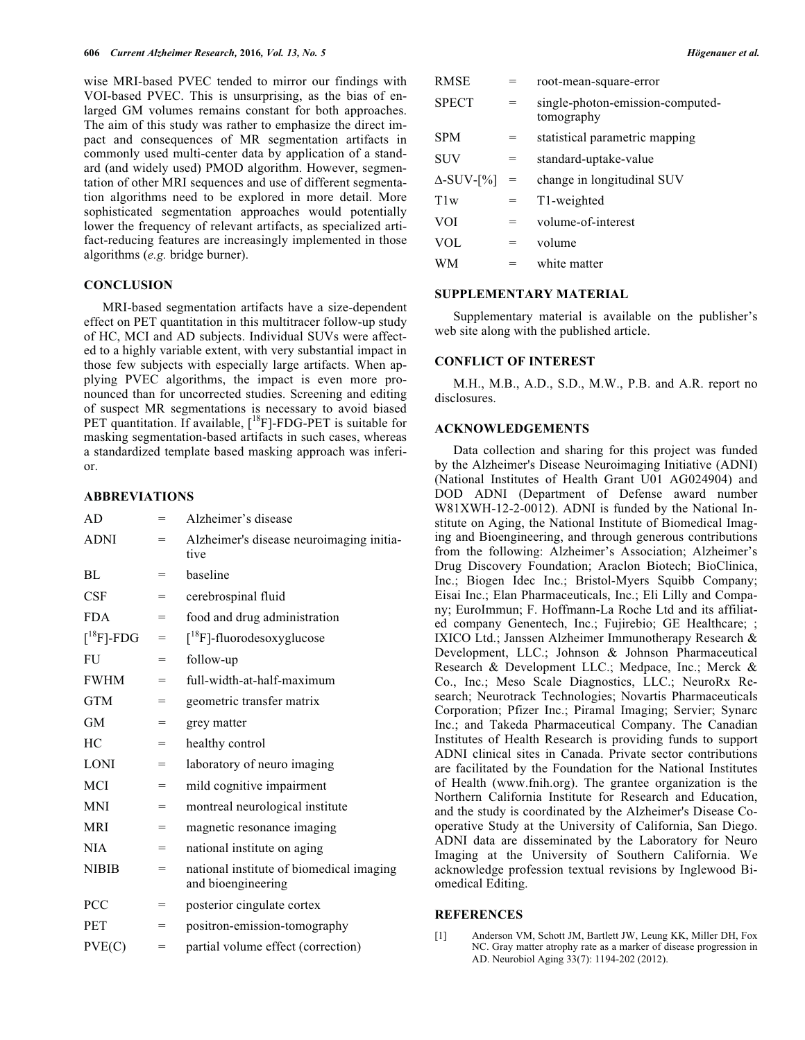wise MRI-based PVEC tended to mirror our findings with VOI-based PVEC. This is unsurprising, as the bias of enlarged GM volumes remains constant for both approaches. The aim of this study was rather to emphasize the direct impact and consequences of MR segmentation artifacts in commonly used multi-center data by application of a standard (and widely used) PMOD algorithm. However, segmentation of other MRI sequences and use of different segmentation algorithms need to be explored in more detail. More sophisticated segmentation approaches would potentially lower the frequency of relevant artifacts, as specialized artifact-reducing features are increasingly implemented in those algorithms (*e.g.* bridge burner).

## CONCLUSION

MRI-based segmentation artifacts have a size-dependent effect on PET quantitation in this multitracer follow-up study of HC, MCI and AD subjects. Individual SUVs were affected to a highly variable extent, with very substantial impact in those few subjects with especially large artifacts. When applying PVEC algorithms, the impact is even more pronounced than for uncorrected studies. Screening and editing of suspect MR segmentations is necessary to avoid biased PET quantitation. If available, [$^{18}$F]-FDG-PET is suitable for masking segmentation-based artifacts in such cases, whereas a standardized template based masking approach was inferior.

## ABBREVIATIONS

| | | |
|---|---|---|
| AD | = | Alzheimer's disease |
| ADNI | = | Alzheimer's disease neuroimaging initiative |
| BL | = | baseline |
| CSF | = | cerebrospinal fluid |
| FDA | = | food and drug administration |
| [$^{18}$F]-FDG | = | [$^{18}$F]-fluorodesoxyglucose |
| FU | = | follow-up |
| FWHM | = | full-width-at-half-maximum |
| GTM | = | geometric transfer matrix |
| GM | = | grey matter |
| HC | = | healthy control |
| LONI | = | laboratory of neuro imaging |
| MCI | = | mild cognitive impairment |
| MNI | = | montreal neurological institute |
| MRI | = | magnetic resonance imaging |
| NIA | = | national institute on aging |
| NIBIB | = | national institute of biomedical imaging and bioengineering |
| PCC | = | posterior cingulate cortex |
| PET | = | positron-emission-tomography |
| PVE(C) | = | partial volume effect (correction) |
| RMSE | = | root-mean-square-error |
| SPECT | = | single-photon-emission-computed-tomography |
| SPM | = | statistical parametric mapping |
| SUV | = | standard-uptake-value |
| Δ-SUV-[%] | = | change in longitudinal SUV |
| T1w | = | T1-weighted |
| VOI | = | volume-of-interest |
| VOL | = | volume |
| WM | = | white matter |

## SUPPLEMENTARY MATERIAL

Supplementary material is available on the publisher's web site along with the published article.

## CONFLICT OF INTEREST

M.H., M.B., A.D., S.D., M.W., P.B. and A.R. report no disclosures.

## ACKNOWLEDGEMENTS

Data collection and sharing for this project was funded by the Alzheimer's Disease Neuroimaging Initiative (ADNI) (National Institutes of Health Grant U01 AG024904) and DOD ADNI (Department of Defense award number W81XWH-12-2-0012). ADNI is funded by the National Institute on Aging, the National Institute of Biomedical Imaging and Bioengineering, and through generous contributions from the following: Alzheimer's Association; Alzheimer's Drug Discovery Foundation; Araclon Biotech; BioClinica, Inc.; Biogen Idec Inc.; Bristol-Myers Squibb Company; Eisai Inc.; Elan Pharmaceuticals, Inc.; Eli Lilly and Company; EuroImmun; F. Hoffmann-La Roche Ltd and its affiliated company Genentech, Inc.; Fujirebio; GE Healthcare; ; IXICO Ltd.; Janssen Alzheimer Immunotherapy Research & Development, LLC.; Johnson & Johnson Pharmaceutical Research & Development LLC.; Medpace, Inc.; Merck & Co., Inc.; Meso Scale Diagnostics, LLC.; NeuroRx Research; Neurotrack Technologies; Novartis Pharmaceuticals Corporation; Pfizer Inc.; Piramal Imaging; Servier; Synarc Inc.; and Takeda Pharmaceutical Company. The Canadian Institutes of Health Research is providing funds to support ADNI clinical sites in Canada. Private sector contributions are facilitated by the Foundation for the National Institutes of Health (www.fnih.org). The grantee organization is the Northern California Institute for Research and Education, and the study is coordinated by the Alzheimer's Disease Cooperative Study at the University of California, San Diego. ADNI data are disseminated by the Laboratory for Neuro Imaging at the University of Southern California. We acknowledge profession textual revisions by Inglewood Biomedical Editing.

## REFERENCES

[1] Anderson VM, Schott JM, Bartlett JW, Leung KK, Miller DH, Fox NC. Gray matter atrophy rate as a marker of disease progression in AD. Neurobiol Aging 33(7): 1194-202 (2012).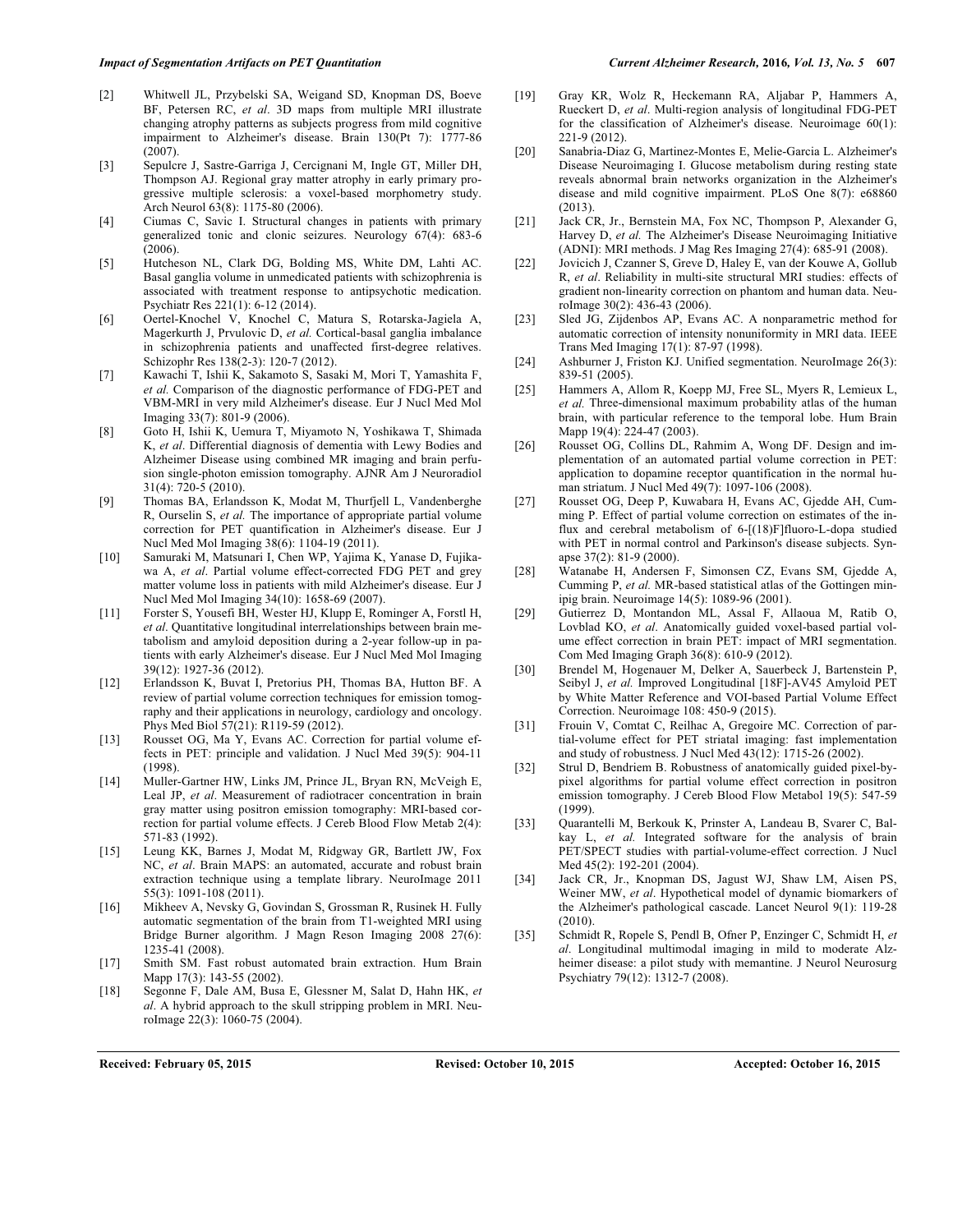[2] Whitwell JL, Przybelski SA, Weigand SD, Knopman DS, Boeve BF, Petersen RC, *et al*. 3D maps from multiple MRI illustrate changing atrophy patterns as subjects progress from mild cognitive impairment to Alzheimer's disease. Brain 130(Pt 7): 1777-86 (2007).

[3] Sepulcre J, Sastre-Garriga J, Cercignani M, Ingle GT, Miller DH, Thompson AJ. Regional gray matter atrophy in early primary progressive multiple sclerosis: a voxel-based morphometry study. Arch Neurol 63(8): 1175-80 (2006).

[4] Ciumas C, Savic I. Structural changes in patients with primary generalized tonic and clonic seizures. Neurology 67(4): 683-6 (2006).

[5] Hutcheson NL, Clark DG, Bolding MS, White DM, Lahti AC. Basal ganglia volume in unmedicated patients with schizophrenia is associated with treatment response to antipsychotic medication. Psychiatr Res 221(1): 6-12 (2014).

[6] Oertel-Knochel V, Knochel C, Matura S, Rotarska-Jagiela A, Magerkurth J, Prvulovic D, *et al.* Cortical-basal ganglia imbalance in schizophrenia patients and unaffected first-degree relatives. Schizophr Res 138(2-3): 120-7 (2012).

[7] Kawachi T, Ishii K, Sakamoto S, Sasaki M, Mori T, Yamashita F, *et al.* Comparison of the diagnostic performance of FDG-PET and VBM-MRI in very mild Alzheimer's disease. Eur J Nucl Med Mol Imaging 33(7): 801-9 (2006).

[8] Goto H, Ishii K, Uemura T, Miyamoto N, Yoshikawa T, Shimada K, *et al*. Differential diagnosis of dementia with Lewy Bodies and Alzheimer Disease using combined MR imaging and brain perfusion single-photon emission tomography. AJNR Am J Neuroradiol 31(4): 720-5 (2010).

[9] Thomas BA, Erlandsson K, Modat M, Thurfjell L, Vandenberghe R, Ourselin S, *et al.* The importance of appropriate partial volume correction for PET quantification in Alzheimer's disease. Eur J Nucl Med Mol Imaging 38(6): 1104-19 (2011).

[10] Samuraki M, Matsunari I, Chen WP, Yajima K, Yanase D, Fujikawa A, *et al*. Partial volume effect-corrected FDG PET and grey matter volume loss in patients with mild Alzheimer's disease. Eur J Nucl Med Mol Imaging 34(10): 1658-69 (2007).

[11] Forster S, Yousefi BH, Wester HJ, Klupp E, Rominger A, Forstl H, *et al*. Quantitative longitudinal interrelationships between brain metabolism and amyloid deposition during a 2-year follow-up in patients with early Alzheimer's disease. Eur J Nucl Med Mol Imaging 39(12): 1927-36 (2012).

[12] Erlandsson K, Buvat I, Pretorius PH, Thomas BA, Hutton BF. A review of partial volume correction techniques for emission tomography and their applications in neurology, cardiology and oncology. Phys Med Biol 57(21): R119-59 (2012).

[13] Rousset OG, Ma Y, Evans AC. Correction for partial volume effects in PET: principle and validation. J Nucl Med 39(5): 904-11 (1998).

[14] Muller-Gartner HW, Links JM, Prince JL, Bryan RN, McVeigh E, Leal JP, *et al*. Measurement of radiotracer concentration in brain gray matter using positron emission tomography: MRI-based correction for partial volume effects. J Cereb Blood Flow Metab 2(4): 571-83 (1992).

[15] Leung KK, Barnes J, Modat M, Ridgway GR, Bartlett JW, Fox NC, *et al*. Brain MAPS: an automated, accurate and robust brain extraction technique using a template library. NeuroImage 2011 55(3): 1091-108 (2011).

[16] Mikheev A, Nevsky G, Govindan S, Grossman R, Rusinek H. Fully automatic segmentation of the brain from T1-weighted MRI using Bridge Burner algorithm. J Magn Reson Imaging 2008 27(6): 1235-41 (2008).

[17] Smith SM. Fast robust automated brain extraction. Hum Brain Mapp 17(3): 143-55 (2002).

[18] Segonne F, Dale AM, Busa E, Glessner M, Salat D, Hahn HK, *et al*. A hybrid approach to the skull stripping problem in MRI. NeuroImage 22(3): 1060-75 (2004).

[19] Gray KR, Wolz R, Heckemann RA, Aljabar P, Hammers A, Rueckert D, *et al*. Multi-region analysis of longitudinal FDG-PET for the classification of Alzheimer's disease. Neuroimage 60(1): 221-9 (2012).

[20] Sanabria-Diaz G, Martinez-Montes E, Melie-Garcia L. Alzheimer's Disease Neuroimaging I. Glucose metabolism during resting state reveals abnormal brain networks organization in the Alzheimer's disease and mild cognitive impairment. PLoS One 8(7): e68860 (2013).

[21] Jack CR, Jr., Bernstein MA, Fox NC, Thompson P, Alexander G, Harvey D, *et al.* The Alzheimer's Disease Neuroimaging Initiative (ADNI): MRI methods. J Mag Res Imaging 27(4): 685-91 (2008).

[22] Jovicich J, Czanner S, Greve D, Haley E, van der Kouwe A, Gollub R, *et al*. Reliability in multi-site structural MRI studies: effects of gradient non-linearity correction on phantom and human data. NeuroImage 30(2): 436-43 (2006).

[23] Sled JG, Zijdenbos AP, Evans AC. A nonparametric method for automatic correction of intensity nonuniformity in MRI data. IEEE Trans Med Imaging 17(1): 87-97 (1998).

[24] Ashburner J, Friston KJ. Unified segmentation. NeuroImage 26(3): 839-51 (2005).

[25] Hammers A, Allom R, Koepp MJ, Free SL, Myers R, Lemieux L, *et al.* Three-dimensional maximum probability atlas of the human brain, with particular reference to the temporal lobe. Hum Brain Mapp 19(4): 224-47 (2003).

[26] Rousset OG, Collins DL, Rahmim A, Wong DF. Design and implementation of an automated partial volume correction in PET: application to dopamine receptor quantification in the normal human striatum. J Nucl Med 49(7): 1097-106 (2008).

[27] Rousset OG, Deep P, Kuwabara H, Evans AC, Gjedde AH, Cumming P. Effect of partial volume correction on estimates of the influx and cerebral metabolism of 6-[(18)F]fluoro-L-dopa studied with PET in normal control and Parkinson's disease subjects. Synapse 37(2): 81-9 (2000).

[28] Watanabe H, Andersen F, Simonsen CZ, Evans SM, Gjedde A, Cumming P, *et al.* MR-based statistical atlas of the Gottingen minipig brain. Neuroimage 14(5): 1089-96 (2001).

[29] Gutierrez D, Montandon ML, Assal F, Allaoua M, Ratib O, Lovblad KO, *et al*. Anatomically guided voxel-based partial volume effect correction in brain PET: impact of MRI segmentation. Com Med Imaging Graph 36(8): 610-9 (2012).

[30] Brendel M, Hogenauer M, Delker A, Sauerbeck J, Bartenstein P, Seibyl J, *et al.* Improved Longitudinal [18F]-AV45 Amyloid PET by White Matter Reference and VOI-based Partial Volume Effect Correction. Neuroimage 108: 450-9 (2015).

[31] Frouin V, Comtat C, Reilhac A, Gregoire MC. Correction of partial-volume effect for PET striatal imaging: fast implementation and study of robustness. J Nucl Med 43(12): 1715-26 (2002).

[32] Strul D, Bendriem B. Robustness of anatomically guided pixel-by-pixel algorithms for partial volume effect correction in positron emission tomography. J Cereb Blood Flow Metabol 19(5): 547-59 (1999).

[33] Quarantelli M, Berkouk K, Prinster A, Landeau B, Svarer C, Balkay L, *et al.* Integrated software for the analysis of brain PET/SPECT studies with partial-volume-effect correction. J Nucl Med 45(2): 192-201 (2004).

[34] Jack CR, Jr., Knopman DS, Jagust WJ, Shaw LM, Aisen PS, Weiner MW, *et al*. Hypothetical model of dynamic biomarkers of the Alzheimer's pathological cascade. Lancet Neurol 9(1): 119-28 (2010).

[35] Schmidt R, Ropele S, Pendl B, Ofner P, Enzinger C, Schmidt H, *et al*. Longitudinal multimodal imaging in mild to moderate Alzheimer disease: a pilot study with memantine. J Neurol Neurosurg Psychiatry 79(12): 1312-7 (2008).

**Received: February 05, 2015** **Revised: October 10, 2015** **Accepted: October 16, 2015**